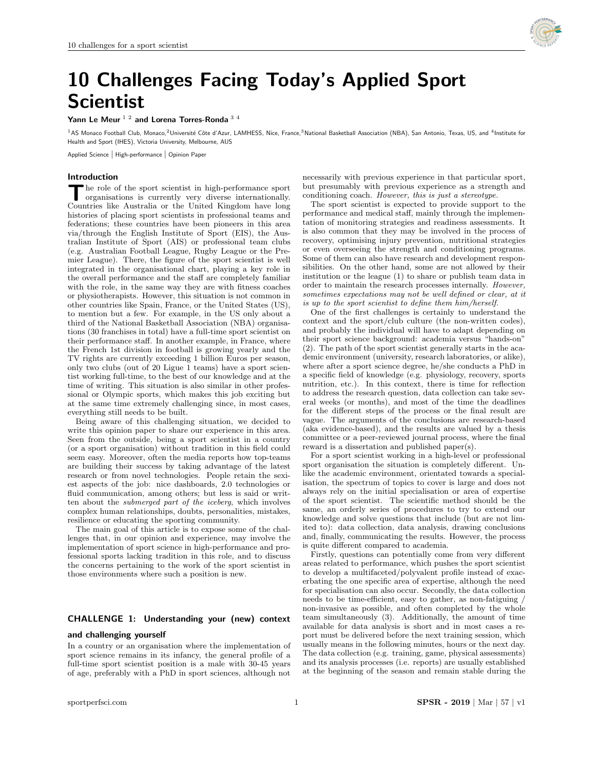# 10 Challenges Facing Today's Applied Sport Scientist

**Yann Le Meur** [1, 2] **and Lorena Torres-Ronda** [3, 4]

[1]AS Monaco Football Club, Monaco,[2]Université Côte d'Azur, LAMHESS, Nice, France,[3]National Basketball Association (NBA), San Antonio, Texas, US, and [4]Institute for Health and Sport (IHES), Victoria University, Melbourne, AUS

Applied Science | High-performance | Opinion Paper

## Introduction

The role of the sport scientist in high-performance sport organisations is currently very diverse internationally. Countries like Australia or the United Kingdom have long histories of placing sport scientists in professional teams and federations; these countries have been pioneers in this area via/through the English Institute of Sport (EIS), the Australian Institute of Sport (AIS) or professional team clubs (e.g. Australian Football League, Rugby League or the Premier League). There, the figure of the sport scientist is well integrated in the organisational chart, playing a key role in the overall performance and the staff are completely familiar with the role, in the same way they are with fitness coaches or physiotherapists. However, this situation is not common in other countries like Spain, France, or the United States (US), to mention but a few. For example, in the US only about a third of the National Basketball Association (NBA) organisations (30 franchises in total) have a full-time sport scientist on their performance staff. In another example, in France, where the French 1st division in football is growing yearly and the TV rights are currently exceeding 1 billion Euros per season, only two clubs (out of 20 Ligue 1 teams) have a sport scientist working full-time, to the best of our knowledge and at the time of writing. This situation is also similar in other professional or Olympic sports, which makes this job exciting but at the same time extremely challenging since, in most cases, everything still needs to be built.

Being aware of this challenging situation, we decided to write this opinion paper to share our experience in this area. Seen from the outside, being a sport scientist in a country (or a sport organisation) without tradition in this field could seem easy. Moreover, often the media reports how top-teams are building their success by taking advantage of the latest research or from novel technologies. People retain the sexiest aspects of the job: nice dashboards, 2.0 technologies or fluid communication, among others; but less is said or written about the *submerged part of the iceberg*, which involves complex human relationships, doubts, personalities, mistakes, resilience or educating the sporting community.

The main goal of this article is to expose some of the challenges that, in our opinion and experience, may involve the implementation of sport science in high-performance and professional sports lacking tradition in this role, and to discuss the concerns pertaining to the work of the sport scientist in those environments where such a position is new.

## CHALLENGE 1: Understanding your (new) context and challenging yourself

In a country or an organisation where the implementation of sport science remains in its infancy, the general profile of a full-time sport scientist position is a male with 30-45 years of age, preferably with a PhD in sport sciences, although not necessarily with previous experience in that particular sport, but presumably with previous experience as a strength and conditioning coach. *However, this is just a stereotype.*

The sport scientist is expected to provide support to the performance and medical staff, mainly through the implementation of monitoring strategies and readiness assessments. It is also common that they may be involved in the process of recovery, optimising injury prevention, nutritional strategies or even overseeing the strength and conditioning programs. Some of them can also have research and development responsibilities. On the other hand, some are not allowed by their institution or the league (1) to share or publish team data in order to maintain the research processes internally. *However, sometimes expectations may not be well defined or clear, at it is up to the sport scientist to define them him/herself.*

One of the first challenges is certainly to understand the context and the sport/club culture (the non-written codes), and probably the individual will have to adapt depending on their sport science background: academia versus "hands-on" (2). The path of the sport scientist generally starts in the academic environment (university, research laboratories, or alike), where after a sport science degree, he/she conducts a PhD in a specific field of knowledge (e.g. physiology, recovery, sports nutrition, etc.). In this context, there is time for reflection to address the research question, data collection can take several weeks (or months), and most of the time the deadlines for the different steps of the process or the final result are vague. The arguments of the conclusions are research-based (aka evidence-based), and the results are valued by a thesis committee or a peer-reviewed journal process, where the final reward is a dissertation and published paper(s).

For a sport scientist working in a high-level or professional sport organisation the situation is completely different. Unlike the academic environment, orientated towards a specialisation, the spectrum of topics to cover is large and does not always rely on the initial specialisation or area of expertise of the sport scientist. The scientific method should be the same, an orderly series of procedures to try to extend our knowledge and solve questions that include (but are not limited to): data collection, data analysis, drawing conclusions and, finally, communicating the results. However, the process is quite different compared to academia.

Firstly, questions can potentially come from very different areas related to performance, which pushes the sport scientist to develop a multifaceted/polyvalent profile instead of exacerbating the one specific area of expertise, although the need for specialisation can also occur. Secondly, the data collection needs to be time-efficient, easy to gather, as non-fatiguing / non-invasive as possible, and often completed by the whole team simultaneously (3). Additionally, the amount of time available for data analysis is short and in most cases a report must be delivered before the next training session, which usually means in the following minutes, hours or the next day. The data collection (e.g. training, game, physical assessments) and its analysis processes (i.e. reports) are usually established at the beginning of the season and remain stable during the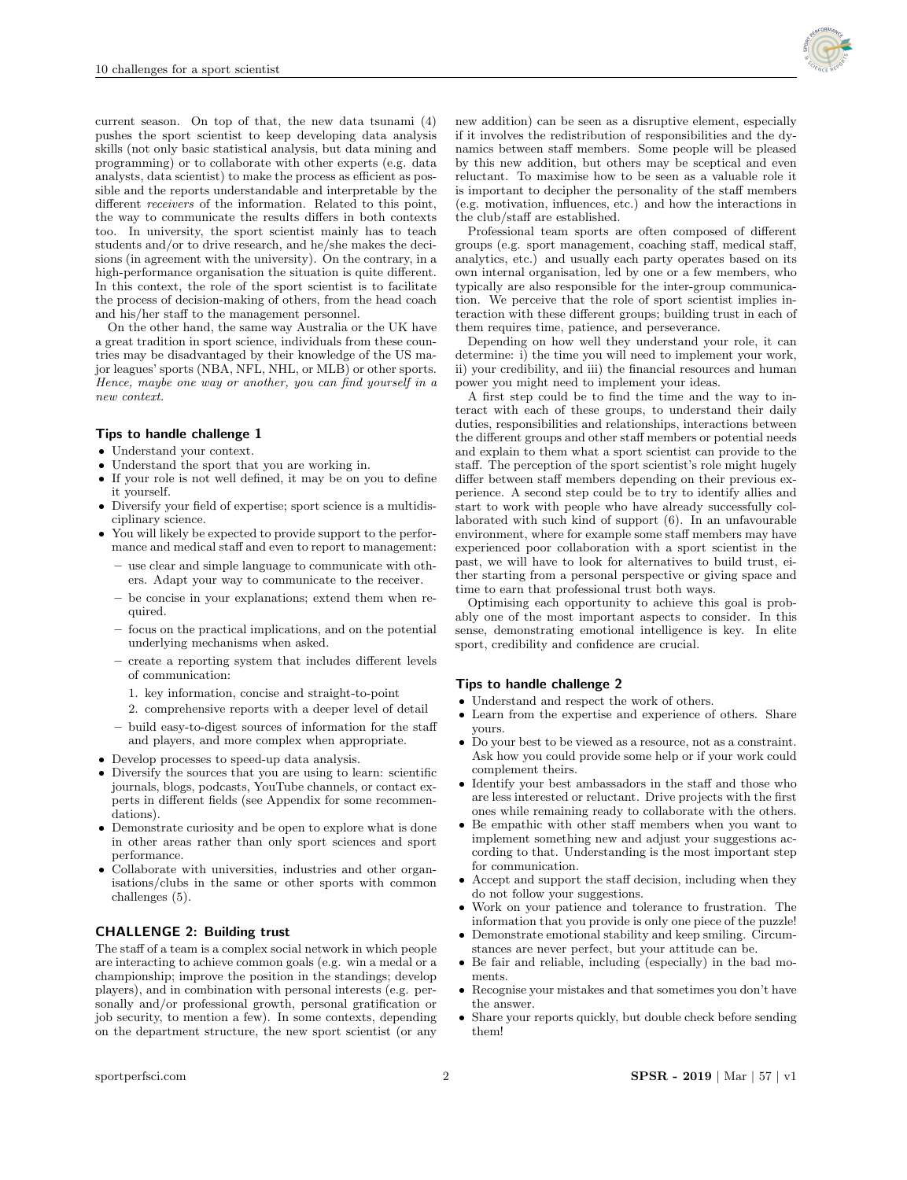current season. On top of that, the new data tsunami (4) pushes the sport scientist to keep developing data analysis skills (not only basic statistical analysis, but data mining and programming) or to collaborate with other experts (e.g. data analysts, data scientist) to make the process as efficient as possible and the reports understandable and interpretable by the different *receivers* of the information. Related to this point, the way to communicate the results differs in both contexts too. In university, the sport scientist mainly has to teach students and/or to drive research, and he/she makes the decisions (in agreement with the university). On the contrary, in a high-performance organisation the situation is quite different. In this context, the role of the sport scientist is to facilitate the process of decision-making of others, from the head coach and his/her staff to the management personnel.

On the other hand, the same way Australia or the UK have a great tradition in sport science, individuals from these countries may be disadvantaged by their knowledge of the US major leagues' sports (NBA, NFL, NHL, or MLB) or other sports. *Hence, maybe one way or another, you can find yourself in a new context.*

### Tips to handle challenge 1

- Understand your context.
- Understand the sport that you are working in.
- If your role is not well defined, it may be on you to define it yourself.
- Diversify your field of expertise; sport science is a multidisciplinary science.
- You will likely be expected to provide support to the performance and medical staff and even to report to management:
  - use clear and simple language to communicate with others. Adapt your way to communicate to the receiver.
  - be concise in your explanations; extend them when required.
  - focus on the practical implications, and on the potential underlying mechanisms when asked.
  - create a reporting system that includes different levels of communication:
    1. key information, concise and straight-to-point
    2. comprehensive reports with a deeper level of detail
  - build easy-to-digest sources of information for the staff and players, and more complex when appropriate.
- Develop processes to speed-up data analysis.
- Diversify the sources that you are using to learn: scientific journals, blogs, podcasts, YouTube channels, or contact experts in different fields (see Appendix for some recommendations).
- Demonstrate curiosity and be open to explore what is done in other areas rather than only sport sciences and sport performance.
- Collaborate with universities, industries and other organisations/clubs in the same or other sports with common challenges (5).

## CHALLENGE 2: Building trust

The staff of a team is a complex social network in which people are interacting to achieve common goals (e.g. win a medal or a championship; improve the position in the standings; develop players), and in combination with personal interests (e.g. personally and/or professional growth, personal gratification or job security, to mention a few). In some contexts, depending on the department structure, the new sport scientist (or any new addition) can be seen as a disruptive element, especially if it involves the redistribution of responsibilities and the dynamics between staff members. Some people will be pleased by this new addition, but others may be sceptical and even reluctant. To maximise how to be seen as a valuable role it is important to decipher the personality of the staff members (e.g. motivation, influences, etc.) and how the interactions in the club/staff are established.

Professional team sports are often composed of different groups (e.g. sport management, coaching staff, medical staff, analytics, etc.) and usually each party operates based on its own internal organisation, led by one or a few members, who typically are also responsible for the inter-group communication. We perceive that the role of sport scientist implies interaction with these different groups; building trust in each of them requires time, patience, and perseverance.

Depending on how well they understand your role, it can determine: i) the time you will need to implement your work, ii) your credibility, and iii) the financial resources and human power you might need to implement your ideas.

A first step could be to find the time and the way to interact with each of these groups, to understand their daily duties, responsibilities and relationships, interactions between the different groups and other staff members or potential needs and explain to them what a sport scientist can provide to the staff. The perception of the sport scientist's role might hugely differ between staff members depending on their previous experience. A second step could be to try to identify allies and start to work with people who have already successfully collaborated with such kind of support (6). In an unfavourable environment, where for example some staff members may have experienced poor collaboration with a sport scientist in the past, we will have to look for alternatives to build trust, either starting from a personal perspective or giving space and time to earn that professional trust both ways.

Optimising each opportunity to achieve this goal is probably one of the most important aspects to consider. In this sense, demonstrating emotional intelligence is key. In elite sport, credibility and confidence are crucial.

### Tips to handle challenge 2

- Understand and respect the work of others.
- Learn from the expertise and experience of others. Share yours.
- Do your best to be viewed as a resource, not as a constraint. Ask how you could provide some help or if your work could complement theirs.
- Identify your best ambassadors in the staff and those who are less interested or reluctant. Drive projects with the first ones while remaining ready to collaborate with the others.
- Be empathic with other staff members when you want to implement something new and adjust your suggestions according to that. Understanding is the most important step for communication.
- Accept and support the staff decision, including when they do not follow your suggestions.
- Work on your patience and tolerance to frustration. The information that you provide is only one piece of the puzzle!
- Demonstrate emotional stability and keep smiling. Circumstances are never perfect, but your attitude can be.
- Be fair and reliable, including (especially) in the bad moments.
- Recognise your mistakes and that sometimes you don't have the answer.
- Share your reports quickly, but double check before sending them!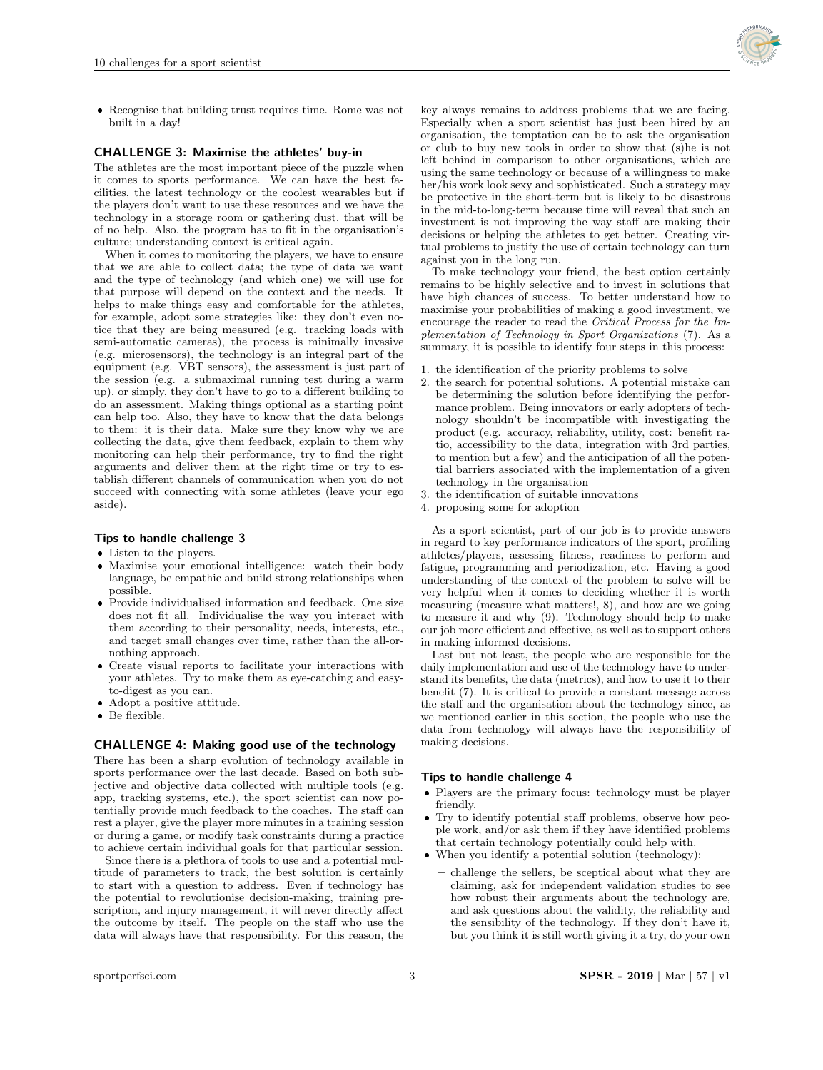- Recognise that building trust requires time. Rome was not built in a day!

## CHALLENGE 3: Maximise the athletes' buy-in

The athletes are the most important piece of the puzzle when it comes to sports performance. We can have the best facilities, the latest technology or the coolest wearables but if the players don't want to use these resources and we have the technology in a storage room or gathering dust, that will be of no help. Also, the program has to fit in the organisation's culture; understanding context is critical again.

When it comes to monitoring the players, we have to ensure that we are able to collect data; the type of data we want and the type of technology (and which one) we will use for that purpose will depend on the context and the needs. It helps to make things easy and comfortable for the athletes, for example, adopt some strategies like: they don't even notice that they are being measured (e.g. tracking loads with semi-automatic cameras), the process is minimally invasive (e.g. microsensors), the technology is an integral part of the equipment (e.g. VBT sensors), the assessment is just part of the session (e.g. a submaximal running test during a warm up), or simply, they don't have to go to a different building to do an assessment. Making things optional as a starting point can help too. Also, they have to know that the data belongs to them: it is their data. Make sure they know why we are collecting the data, give them feedback, explain to them why monitoring can help their performance, try to find the right arguments and deliver them at the right time or try to establish different channels of communication when you do not succeed with connecting with some athletes (leave your ego aside).

### Tips to handle challenge 3

- Listen to the players.
- Maximise your emotional intelligence: watch their body language, be empathic and build strong relationships when possible.
- Provide individualised information and feedback. One size does not fit all. Individualise the way you interact with them according to their personality, needs, interests, etc., and target small changes over time, rather than the all-or-nothing approach.
- Create visual reports to facilitate your interactions with your athletes. Try to make them as eye-catching and easy-to-digest as you can.
- Adopt a positive attitude.
- Be flexible.

## CHALLENGE 4: Making good use of the technology

There has been a sharp evolution of technology available in sports performance over the last decade. Based on both subjective and objective data collected with multiple tools (e.g. app, tracking systems, etc.), the sport scientist can now potentially provide much feedback to the coaches. The staff can rest a player, give the player more minutes in a training session or during a game, or modify task constraints during a practice to achieve certain individual goals for that particular session.

Since there is a plethora of tools to use and a potential multitude of parameters to track, the best solution is certainly to start with a question to address. Even if technology has the potential to revolutionise decision-making, training prescription, and injury management, it will never directly affect the outcome by itself. The people on the staff who use the data will always have that responsibility. For this reason, the key always remains to address problems that we are facing. Especially when a sport scientist has just been hired by an organisation, the temptation can be to ask the organisation or club to buy new tools in order to show that (s)he is not left behind in comparison to other organisations, which are using the same technology or because of a willingness to make her/his work look sexy and sophisticated. Such a strategy may be protective in the short-term but is likely to be disastrous in the mid-to-long-term because time will reveal that such an investment is not improving the way staff are making their decisions or helping the athletes to get better. Creating virtual problems to justify the use of certain technology can turn against you in the long run.

To make technology your friend, the best option certainly remains to be highly selective and to invest in solutions that have high chances of success. To better understand how to maximise your probabilities of making a good investment, we encourage the reader to read the *Critical Process for the Implementation of Technology in Sport Organizations* (7). As a summary, it is possible to identify four steps in this process:

1. the identification of the priority problems to solve
2. the search for potential solutions. A potential mistake can be determining the solution before identifying the performance problem. Being innovators or early adopters of technology shouldn't be incompatible with investigating the product (e.g. accuracy, reliability, utility, cost: benefit ratio, accessibility to the data, integration with 3rd parties, to mention but a few) and the anticipation of all the potential barriers associated with the implementation of a given technology in the organisation
3. the identification of suitable innovations
4. proposing some for adoption

As a sport scientist, part of our job is to provide answers in regard to key performance indicators of the sport, profiling athletes/players, assessing fitness, readiness to perform and fatigue, programming and periodization, etc. Having a good understanding of the context of the problem to solve will be very helpful when it comes to deciding whether it is worth measuring (measure what matters!, 8), and how are we going to measure it and why (9). Technology should help to make our job more efficient and effective, as well as to support others in making informed decisions.

Last but not least, the people who are responsible for the daily implementation and use of the technology have to understand its benefits, the data (metrics), and how to use it to their benefit (7). It is critical to provide a constant message across the staff and the organisation about the technology since, as we mentioned earlier in this section, the people who use the data from technology will always have the responsibility of making decisions.

### Tips to handle challenge 4

- Players are the primary focus: technology must be player friendly.
- Try to identify potential staff problems, observe how people work, and/or ask them if they have identified problems that certain technology potentially could help with.
- When you identify a potential solution (technology):
  - challenge the sellers, be sceptical about what they are claiming, ask for independent validation studies to see how robust their arguments about the technology are, and ask questions about the validity, the reliability and the sensibility of the technology. If they don't have it, but you think it is still worth giving it a try, do your own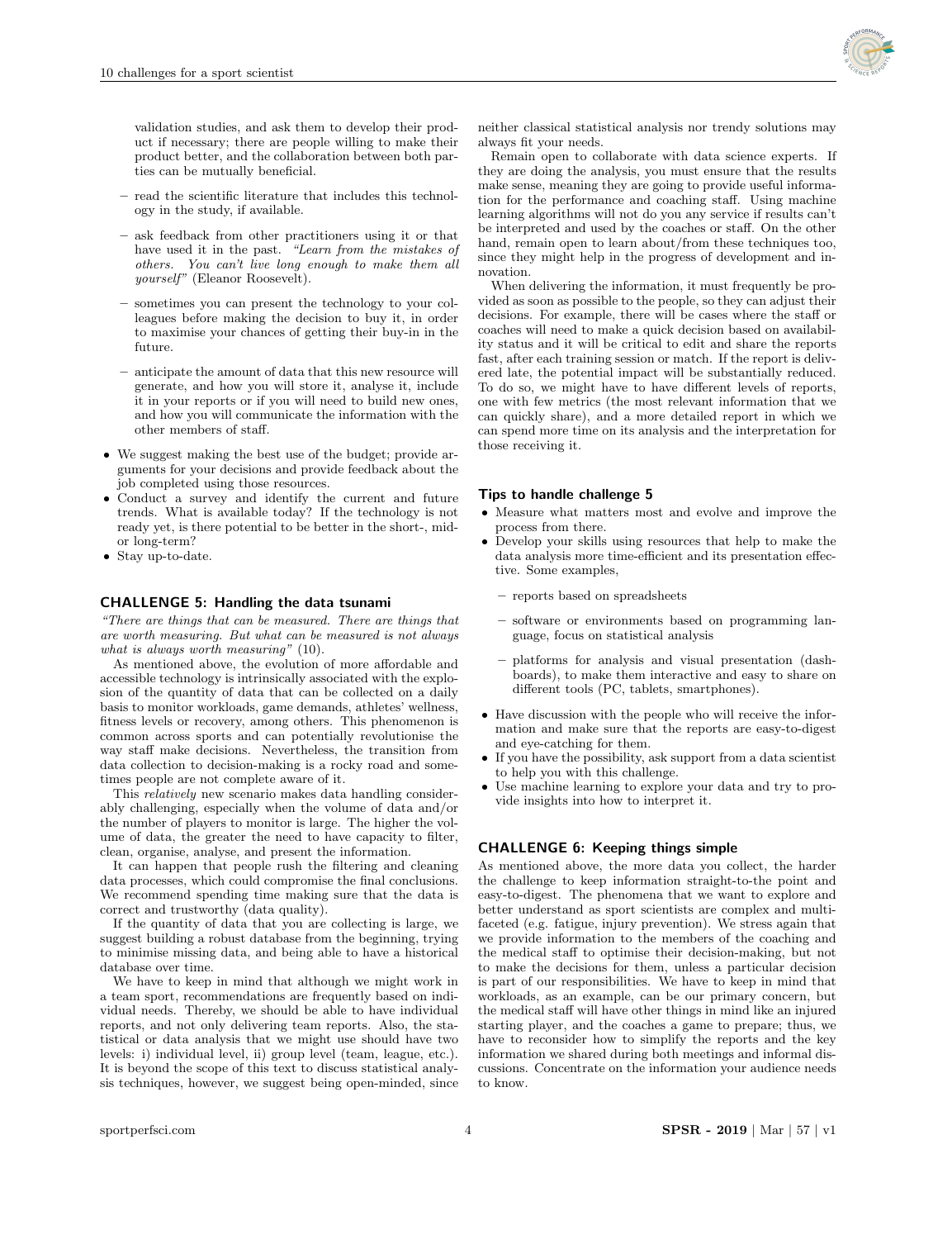validation studies, and ask them to develop their product if necessary; there are people willing to make their product better, and the collaboration between both parties can be mutually beneficial.

  - read the scientific literature that includes this technology in the study, if available.
  - ask feedback from other practitioners using it or that have used it in the past. *"Learn from the mistakes of others. You can't live long enough to make them all yourself"* (Eleanor Roosevelt).
  - sometimes you can present the technology to your colleagues before making the decision to buy it, in order to maximise your chances of getting their buy-in in the future.
  - anticipate the amount of data that this new resource will generate, and how you will store it, analyse it, include it in your reports or if you will need to build new ones, and how you will communicate the information with the other members of staff.

- We suggest making the best use of the budget; provide arguments for your decisions and provide feedback about the job completed using those resources.
- Conduct a survey and identify the current and future trends. What is available today? If the technology is not ready yet, is there potential to be better in the short-, mid- or long-term?
- Stay up-to-date.

### CHALLENGE 5: Handling the data tsunami

*"There are things that can be measured. There are things that are worth measuring. But what can be measured is not always what is always worth measuring"* (10).

As mentioned above, the evolution of more affordable and accessible technology is intrinsically associated with the explosion of the quantity of data that can be collected on a daily basis to monitor workloads, game demands, athletes' wellness, fitness levels or recovery, among others. This phenomenon is common across sports and can potentially revolutionise the way staff make decisions. Nevertheless, the transition from data collection to decision-making is a rocky road and sometimes people are not complete aware of it.

This *relatively* new scenario makes data handling considerably challenging, especially when the volume of data and/or the number of players to monitor is large. The higher the volume of data, the greater the need to have capacity to filter, clean, organise, analyse, and present the information.

It can happen that people rush the filtering and cleaning data processes, which could compromise the final conclusions. We recommend spending time making sure that the data is correct and trustworthy (data quality).

If the quantity of data that you are collecting is large, we suggest building a robust database from the beginning, trying to minimise missing data, and being able to have a historical database over time.

We have to keep in mind that although we might work in a team sport, recommendations are frequently based on individual needs. Thereby, we should be able to have individual reports, and not only delivering team reports. Also, the statistical or data analysis that we might use should have two levels: i) individual level, ii) group level (team, league, etc.). It is beyond the scope of this text to discuss statistical analysis techniques, however, we suggest being open-minded, since neither classical statistical analysis nor trendy solutions may always fit your needs.

Remain open to collaborate with data science experts. If they are doing the analysis, you must ensure that the results make sense, meaning they are going to provide useful information for the performance and coaching staff. Using machine learning algorithms will not do you any service if results can't be interpreted and used by the coaches or staff. On the other hand, remain open to learn about/from these techniques too, since they might help in the progress of development and innovation.

When delivering the information, it must frequently be provided as soon as possible to the people, so they can adjust their decisions. For example, there will be cases where the staff or coaches will need to make a quick decision based on availability status and it will be critical to edit and share the reports fast, after each training session or match. If the report is delivered late, the potential impact will be substantially reduced. To do so, we might have to have different levels of reports, one with few metrics (the most relevant information that we can quickly share), and a more detailed report in which we can spend more time on its analysis and the interpretation for those receiving it.

#### Tips to handle challenge 5

- Measure what matters most and evolve and improve the process from there.
- Develop your skills using resources that help to make the data analysis more time-efficient and its presentation effective. Some examples,
  - reports based on spreadsheets
  - software or environments based on programming language, focus on statistical analysis
  - platforms for analysis and visual presentation (dashboards), to make them interactive and easy to share on different tools (PC, tablets, smartphones).
- Have discussion with the people who will receive the information and make sure that the reports are easy-to-digest and eye-catching for them.
- If you have the possibility, ask support from a data scientist to help you with this challenge.
- Use machine learning to explore your data and try to provide insights into how to interpret it.

### CHALLENGE 6: Keeping things simple

As mentioned above, the more data you collect, the harder the challenge to keep information straight-to-the point and easy-to-digest. The phenomena that we want to explore and better understand as sport scientists are complex and multifaceted (e.g. fatigue, injury prevention). We stress again that we provide information to the members of the coaching and the medical staff to optimise their decision-making, but not to make the decisions for them, unless a particular decision is part of our responsibilities. We have to keep in mind that workloads, as an example, can be our primary concern, but the medical staff will have other things in mind like an injured starting player, and the coaches a game to prepare; thus, we have to reconsider how to simplify the reports and the key information we shared during both meetings and informal discussions. Concentrate on the information your audience needs to know.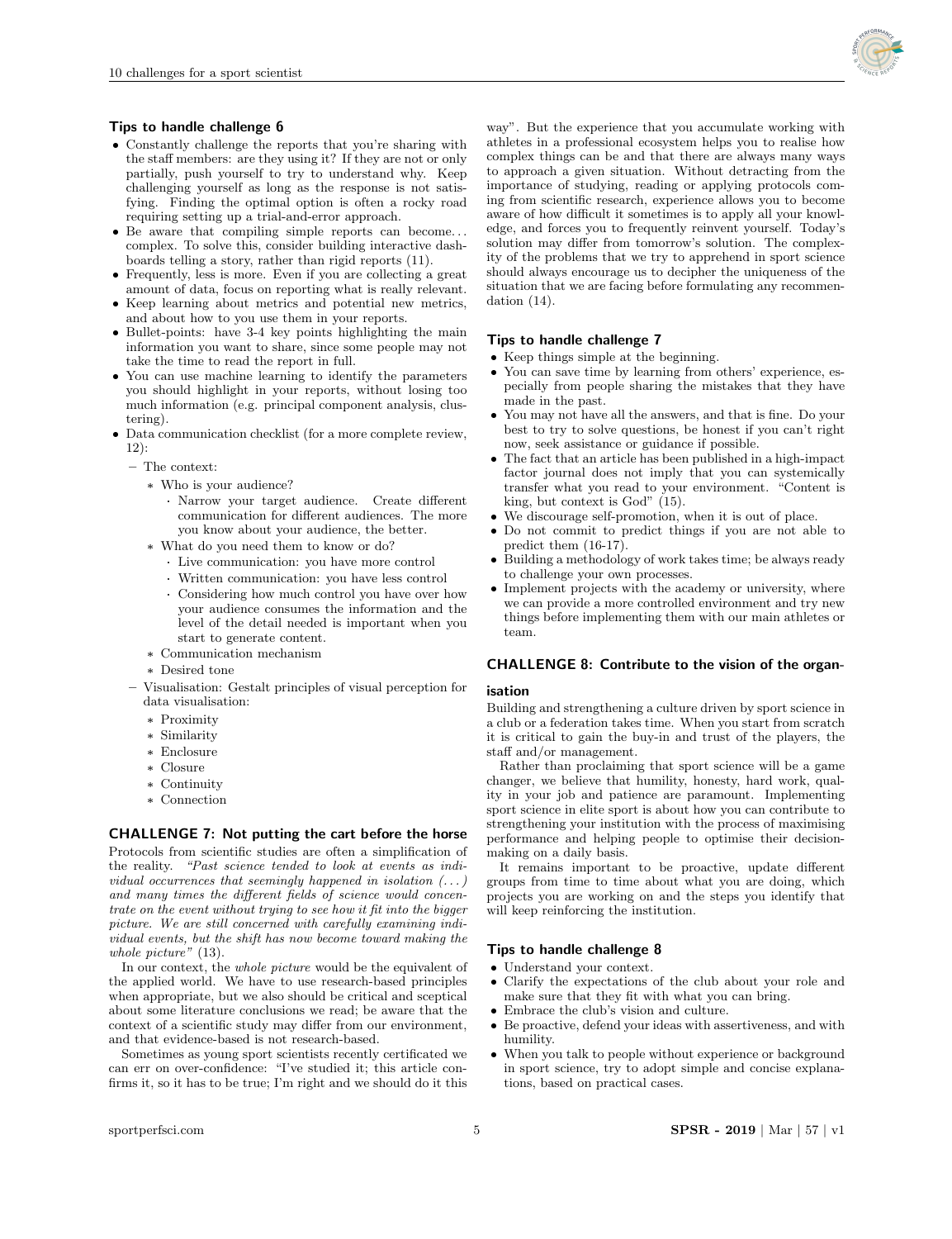### Tips to handle challenge 6

- Constantly challenge the reports that you're sharing with the staff members: are they using it? If they are not or only partially, push yourself to try to understand why. Keep challenging yourself as long as the response is not satisfying. Finding the optimal option is often a rocky road requiring setting up a trial-and-error approach.
- Be aware that compiling simple reports can become… complex. To solve this, consider building interactive dashboards telling a story, rather than rigid reports (11).
- Frequently, less is more. Even if you are collecting a great amount of data, focus on reporting what is really relevant.
- Keep learning about metrics and potential new metrics, and about how to you use them in your reports.
- Bullet-points: have 3-4 key points highlighting the main information you want to share, since some people may not take the time to read the report in full.
- You can use machine learning to identify the parameters you should highlight in your reports, without losing too much information (e.g. principal component analysis, clustering).
- Data communication checklist (for a more complete review, 12):
  - The context:
    - Who is your audience?
      - Narrow your target audience. Create different communication for different audiences. The more you know about your audience, the better.
    - What do you need them to know or do?
      - Live communication: you have more control
      - Written communication: you have less control
      - Considering how much control you have over how your audience consumes the information and the level of the detail needed is important when you start to generate content.
    - Communication mechanism
    - Desired tone
  - Visualisation: Gestalt principles of visual perception for data visualisation:
    - Proximity
    - Similarity
    - Enclosure
    - Closure
    - Continuity
    - Connection

## CHALLENGE 7: Not putting the cart before the horse

Protocols from scientific studies are often a simplification of the reality. *"Past science tended to look at events as individual occurrences that seemingly happened in isolation (…) and many times the different fields of science would concentrate on the event without trying to see how it fit into the bigger picture. We are still concerned with carefully examining individual events, but the shift has now become toward making the whole picture"* (13).

In our context, the *whole picture* would be the equivalent of the applied world. We have to use research-based principles when appropriate, but we also should be critical and sceptical about some literature conclusions we read; be aware that the context of a scientific study may differ from our environment, and that evidence-based is not research-based.

Sometimes as young sport scientists recently certificated we can err on over-confidence: "I've studied it; this article confirms it, so it has to be true; I'm right and we should do it this way". But the experience that you accumulate working with athletes in a professional ecosystem helps you to realise how complex things can be and that there are always many ways to approach a given situation. Without detracting from the importance of studying, reading or applying protocols coming from scientific research, experience allows you to become aware of how difficult it sometimes is to apply all your knowledge, and forces you to frequently reinvent yourself. Today's solution may differ from tomorrow's solution. The complexity of the problems that we try to apprehend in sport science should always encourage us to decipher the uniqueness of the situation that we are facing before formulating any recommendation (14).

### Tips to handle challenge 7

- Keep things simple at the beginning.
- You can save time by learning from others' experience, especially from people sharing the mistakes that they have made in the past.
- You may not have all the answers, and that is fine. Do your best to try to solve questions, be honest if you can't right now, seek assistance or guidance if possible.
- The fact that an article has been published in a high-impact factor journal does not imply that you can systemically transfer what you read to your environment. "Content is king, but context is God" (15).
- We discourage self-promotion, when it is out of place.
- Do not commit to predict things if you are not able to predict them (16-17).
- Building a methodology of work takes time; be always ready to challenge your own processes.
- Implement projects with the academy or university, where we can provide a more controlled environment and try new things before implementing them with our main athletes or team.

## CHALLENGE 8: Contribute to the vision of the organisation

Building and strengthening a culture driven by sport science in a club or a federation takes time. When you start from scratch it is critical to gain the buy-in and trust of the players, the staff and/or management.

Rather than proclaiming that sport science will be a game changer, we believe that humility, honesty, hard work, quality in your job and patience are paramount. Implementing sport science in elite sport is about how you can contribute to strengthening your institution with the process of maximising performance and helping people to optimise their decision-making on a daily basis.

It remains important to be proactive, update different groups from time to time about what you are doing, which projects you are working on and the steps you identify that will keep reinforcing the institution.

### Tips to handle challenge 8

- Understand your context.
- Clarify the expectations of the club about your role and make sure that they fit with what you can bring.
- Embrace the club's vision and culture.
- Be proactive, defend your ideas with assertiveness, and with humility.
- When you talk to people without experience or background in sport science, try to adopt simple and concise explanations, based on practical cases.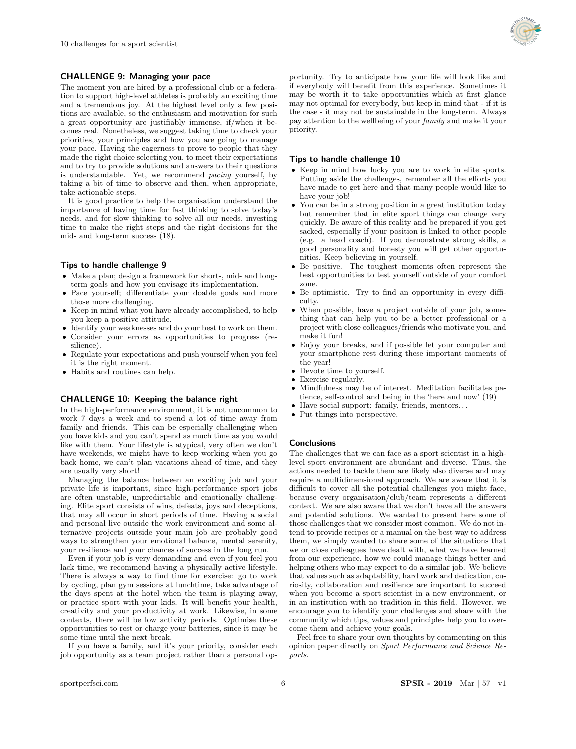### CHALLENGE 9: Managing your pace

The moment you are hired by a professional club or a federation to support high-level athletes is probably an exciting time and a tremendous joy. At the highest level only a few positions are available, so the enthusiasm and motivation for such a great opportunity are justifiably immense, if/when it becomes real. Nonetheless, we suggest taking time to check your priorities, your principles and how you are going to manage your pace. Having the eagerness to prove to people that they made the right choice selecting you, to meet their expectations and to try to provide solutions and answers to their questions is understandable. Yet, we recommend *pacing* yourself, by taking a bit of time to observe and then, when appropriate, take actionable steps.

It is good practice to help the organisation understand the importance of having time for fast thinking to solve today's needs, and for slow thinking to solve all our needs, investing time to make the right steps and the right decisions for the mid- and long-term success (18).

### Tips to handle challenge 9

- Make a plan; design a framework for short-, mid- and long-term goals and how you envisage its implementation.
- Pace yourself; differentiate your doable goals and more those more challenging.
- Keep in mind what you have already accomplished, to help you keep a positive attitude.
- Identify your weaknesses and do your best to work on them.
- Consider your errors as opportunities to progress (resilience).
- Regulate your expectations and push yourself when you feel it is the right moment.
- Habits and routines can help.

### CHALLENGE 10: Keeping the balance right

In the high-performance environment, it is not uncommon to work 7 days a week and to spend a lot of time away from family and friends. This can be especially challenging when you have kids and you can't spend as much time as you would like with them. Your lifestyle is atypical, very often we don't have weekends, we might have to keep working when you go back home, we can't plan vacations ahead of time, and they are usually very short!

Managing the balance between an exciting job and your private life is important, since high-performance sport jobs are often unstable, unpredictable and emotionally challenging. Elite sport consists of wins, defeats, joys and deceptions, that may all occur in short periods of time. Having a social and personal live outside the work environment and some alternative projects outside your main job are probably good ways to strengthen your emotional balance, mental serenity, your resilience and your chances of success in the long run.

Even if your job is very demanding and even if you feel you lack time, we recommend having a physically active lifestyle. There is always a way to find time for exercise: go to work by cycling, plan gym sessions at lunchtime, take advantage of the days spent at the hotel when the team is playing away, or practice sport with your kids. It will benefit your health, creativity and your productivity at work. Likewise, in some contexts, there will be low activity periods. Optimise these opportunities to rest or charge your batteries, since it may be some time until the next break.

If you have a family, and it's your priority, consider each job opportunity as a team project rather than a personal opportunity. Try to anticipate how your life will look like and if everybody will benefit from this experience. Sometimes it may be worth it to take opportunities which at first glance may not optimal for everybody, but keep in mind that - if it is the case - it may not be sustainable in the long-term. Always pay attention to the wellbeing of your *family* and make it your priority.

### Tips to handle challenge 10

- Keep in mind how lucky you are to work in elite sports. Putting aside the challenges, remember all the efforts you have made to get here and that many people would like to have your job!
- You can be in a strong position in a great institution today but remember that in elite sport things can change very quickly. Be aware of this reality and be prepared if you get sacked, especially if your position is linked to other people (e.g. a head coach). If you demonstrate strong skills, a good personality and honesty you will get other opportunities. Keep believing in yourself.
- Be positive. The toughest moments often represent the best opportunities to test yourself outside of your comfort zone.
- Be optimistic. Try to find an opportunity in every difficulty.
- When possible, have a project outside of your job, something that can help you to be a better professional or a project with close colleagues/friends who motivate you, and make it fun!
- Enjoy your breaks, and if possible let your computer and your smartphone rest during these important moments of the year!
- Devote time to yourself.
- Exercise regularly.
- Mindfulness may be of interest. Meditation facilitates patience, self-control and being in the 'here and now' (19)
- Have social support: family, friends, mentors...
- Put things into perspective.

### Conclusions

The challenges that we can face as a sport scientist in a high-level sport environment are abundant and diverse. Thus, the actions needed to tackle them are likely also diverse and may require a multidimensional approach. We are aware that it is difficult to cover all the potential challenges you might face, because every organisation/club/team represents a different context. We are also aware that we don't have all the answers and potential solutions. We wanted to present here some of those challenges that we consider most common. We do not intend to provide recipes or a manual on the best way to address them, we simply wanted to share some of the situations that we or close colleagues have dealt with, what we have learned from our experience, how we could manage things better and helping others who may expect to do a similar job. We believe that values such as adaptability, hard work and dedication, curiosity, collaboration and resilience are important to succeed when you become a sport scientist in a new environment, or in an institution with no tradition in this field. However, we encourage you to identify your challenges and share with the community which tips, values and principles help you to overcome them and achieve your goals.

Feel free to share your own thoughts by commenting on this opinion paper directly on *Sport Performance and Science Reports*.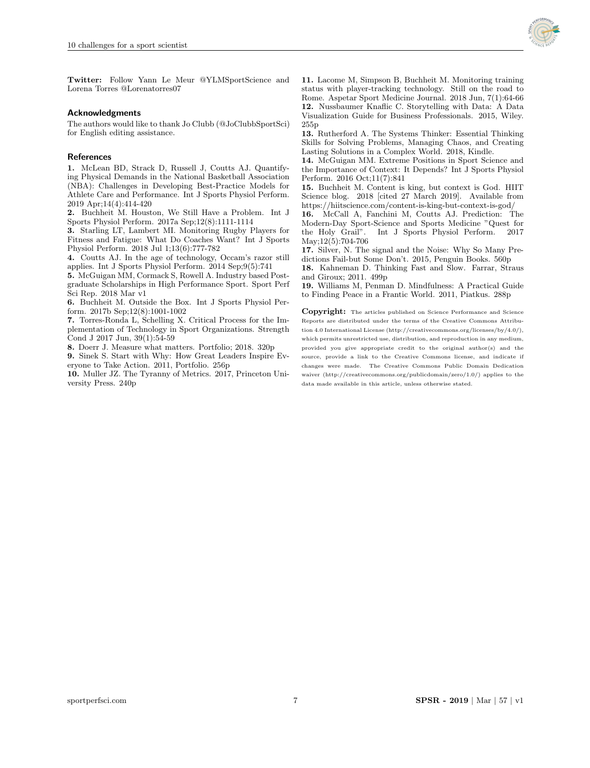**Twitter:** Follow Yann Le Meur @YLMSportScience and Lorena Torres @Lorenatorres07

### Acknowledgments

The authors would like to thank Jo Clubb (@JoClubbSportSci) for English editing assistance.

### References

**1.** McLean BD, Strack D, Russell J, Coutts AJ. Quantifying Physical Demands in the National Basketball Association (NBA): Challenges in Developing Best-Practice Models for Athlete Care and Performance. Int J Sports Physiol Perform. 2019 Apr;14(4):414-420
**2.** Buchheit M. Houston, We Still Have a Problem. Int J Sports Physiol Perform. 2017a Sep;12(8):1111-1114
**3.** Starling LT, Lambert MI. Monitoring Rugby Players for Fitness and Fatigue: What Do Coaches Want? Int J Sports Physiol Perform. 2018 Jul 1;13(6):777-782
**4.** Coutts AJ. In the age of technology, Occam's razor still applies. Int J Sports Physiol Perform. 2014 Sep;9(5):741
**5.** McGuigan MM, Cormack S, Rowell A. Industry based Postgraduate Scholarships in High Performance Sport. Sport Perf Sci Rep. 2018 Mar v1
**6.** Buchheit M. Outside the Box. Int J Sports Physiol Perform. 2017b Sep;12(8):1001-1002
**7.** Torres-Ronda L, Schelling X. Critical Process for the Implementation of Technology in Sport Organizations. Strength Cond J 2017 Jun, 39(1):54-59
**8.** Doerr J. Measure what matters. Portfolio; 2018. 320p
**9.** Sinek S. Start with Why: How Great Leaders Inspire Everyone to Take Action. 2011, Portfolio. 256p
**10.** Muller JZ. The Tyranny of Metrics. 2017, Princeton University Press. 240p
**11.** Lacome M, Simpson B, Buchheit M. Monitoring training status with player-tracking technology. Still on the road to Rome. Aspetar Sport Medicine Journal. 2018 Jun, 7(1):64-66
**12.** Nussbaumer Knaflic C. Storytelling with Data: A Data Visualization Guide for Business Professionals. 2015, Wiley. 255p
**13.** Rutherford A. The Systems Thinker: Essential Thinking Skills for Solving Problems, Managing Chaos, and Creating Lasting Solutions in a Complex World. 2018, Kindle.
**14.** McGuigan MM. Extreme Positions in Sport Science and the Importance of Context: It Depends? Int J Sports Physiol Perform. 2016 Oct;11(7):841
**15.** Buchheit M. Content is king, but context is God. HIIT Science blog. 2018 [cited 27 March 2019]. Available from https://hiitscience.com/content-is-king-but-context-is-god/
**16.** McCall A, Fanchini M, Coutts AJ. Prediction: The Modern-Day Sport-Science and Sports Medicine "Quest for the Holy Grail". Int J Sports Physiol Perform. 2017 May;12(5):704-706
**17.** Silver, N. The signal and the Noise: Why So Many Predictions Fail-but Some Don't. 2015, Penguin Books. 560p
**18.** Kahneman D. Thinking Fast and Slow. Farrar, Straus and Giroux; 2011. 499p
**19.** Williams M, Penman D. Mindfulness: A Practical Guide to Finding Peace in a Frantic World. 2011, Piatkus. 288p

**Copyright:** The articles published on Science Performance and Science Reports are distributed under the terms of the Creative Commons Attribution 4.0 International License (http://creativecommons.org/licenses/by/4.0/), which permits unrestricted use, distribution, and reproduction in any medium, provided you give appropriate credit to the original author(s) and the source, provide a link to the Creative Commons license, and indicate if changes were made. The Creative Commons Public Domain Dedication waiver (http://creativecommons.org/publicdomain/zero/1.0/) applies to the data made available in this article, unless otherwise stated.